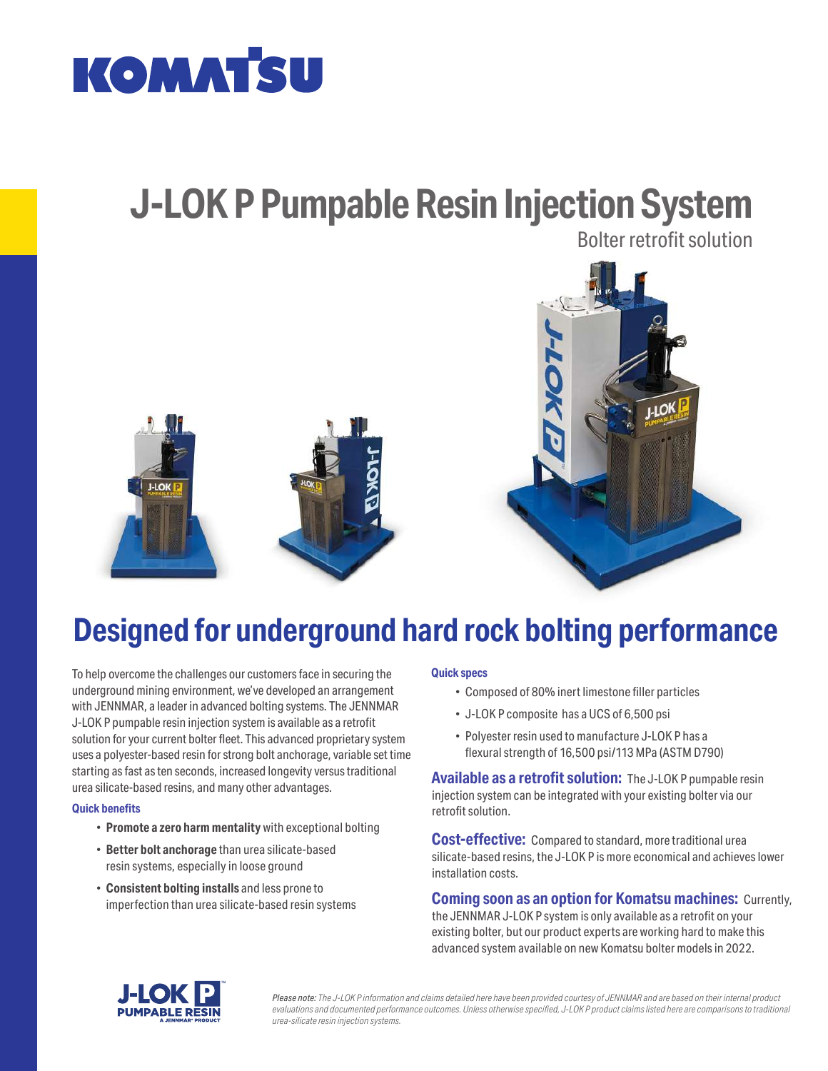KOMATSU

# J-LOK P Pumpable Resin Injection System

Bolter retrofit solution

## Designed for underground hard rock bolting performance

To help overcome the challenges our customers face in securing the underground mining environment, we've developed an arrangement with JENNMAR, a leader in advanced bolting systems. The JENNMAR J-LOK P pumpable resin injection system is available as a retrofit solution for your current bolter fleet. This advanced proprietary system uses a polyester-based resin for strong bolt anchorage, variable set time starting as fast as ten seconds, increased longevity versus traditional urea silicate-based resins, and many other advantages.

### Quick benefits

- **Promote a zero harm mentality** with exceptional bolting
- **Better bolt anchorage** than urea silicate-based resin systems, especially in loose ground
- **Consistent bolting installs** and less prone to imperfection than urea silicate-based resin systems

### Quick specs

- Composed of 80% inert limestone filler particles
- J-LOK P composite has a UCS of 6,500 psi
- Polyester resin used to manufacture J-LOK P has a flexural strength of 16,500 psi/113 MPa (ASTM D790)

**Available as a retrofit solution:** The J-LOK P pumpable resin injection system can be integrated with your existing bolter via our retrofit solution.

**Cost-effective:** Compared to standard, more traditional urea silicate-based resins, the J-LOK P is more economical and achieves lower installation costs.

**Coming soon as an option for Komatsu machines:** Currently, the JENNMAR J-LOK P system is only available as a retrofit on your existing bolter, but our product experts are working hard to make this advanced system available on new Komatsu bolter models in 2022.

J-LOK P PUMPABLE RESIN A JENNMAR® PRODUCT

*Please note: The J-LOK P information and claims detailed here have been provided courtesy of JENNMAR and are based on their internal product evaluations and documented performance outcomes. Unless otherwise specified, J-LOK P product claims listed here are comparisons to traditional urea-silicate resin injection systems.*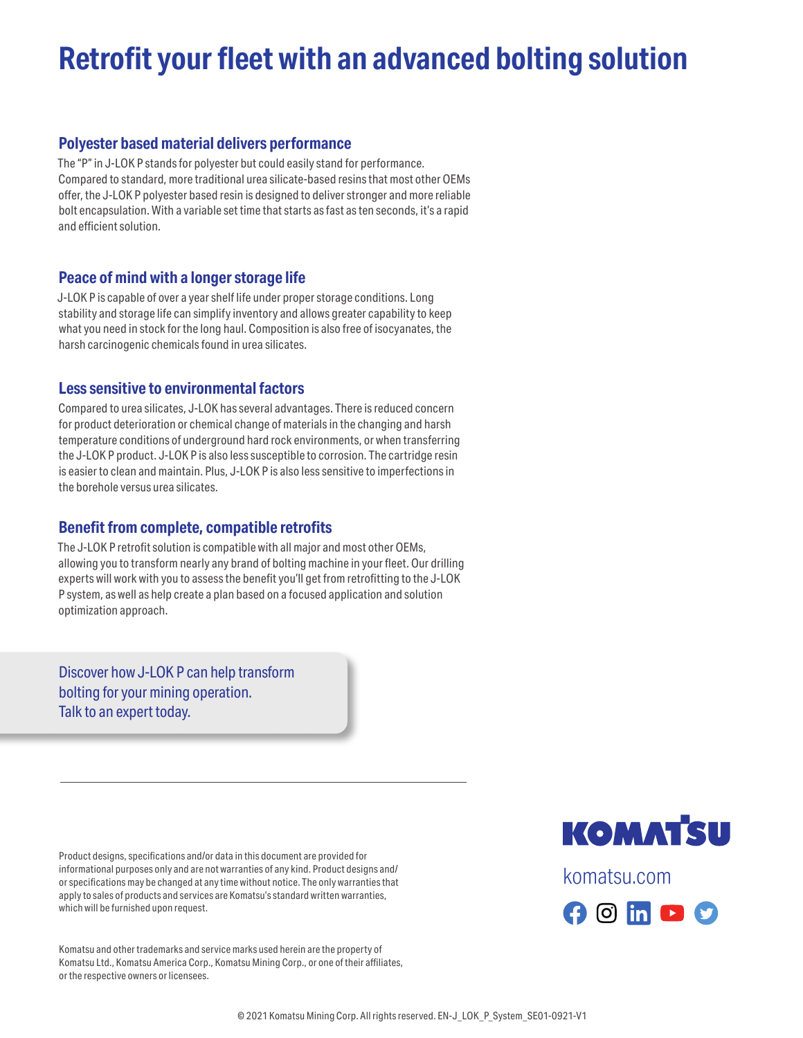# Retrofit your fleet with an advanced bolting solution

## Polyester based material delivers performance

The "P" in J-LOK P stands for polyester but could easily stand for performance. Compared to standard, more traditional urea silicate-based resins that most other OEMs offer, the J-LOK P polyester based resin is designed to deliver stronger and more reliable bolt encapsulation. With a variable set time that starts as fast as ten seconds, it's a rapid and efficient solution.

## Peace of mind with a longer storage life

J-LOK P is capable of over a year shelf life under proper storage conditions. Long stability and storage life can simplify inventory and allows greater capability to keep what you need in stock for the long haul. Composition is also free of isocyanates, the harsh carcinogenic chemicals found in urea silicates.

## Less sensitive to environmental factors

Compared to urea silicates, J-LOK has several advantages. There is reduced concern for product deterioration or chemical change of materials in the changing and harsh temperature conditions of underground hard rock environments, or when transferring the J-LOK P product. J-LOK P is also less susceptible to corrosion. The cartridge resin is easier to clean and maintain. Plus, J-LOK P is also less sensitive to imperfections in the borehole versus urea silicates.

## Benefit from complete, compatible retrofits

The J-LOK P retrofit solution is compatible with all major and most other OEMs, allowing you to transform nearly any brand of bolting machine in your fleet. Our drilling experts will work with you to assess the benefit you'll get from retrofitting to the J-LOK P system, as well as help create a plan based on a focused application and solution optimization approach.

Discover how J-LOK P can help transform bolting for your mining operation.
Talk to an expert today.

---

Product designs, specifications and/or data in this document are provided for informational purposes only and are not warranties of any kind. Product designs and/or specifications may be changed at any time without notice. The only warranties that apply to sales of products and services are Komatsu's standard written warranties, which will be furnished upon request.

Komatsu and other trademarks and service marks used herein are the property of Komatsu Ltd., Komatsu America Corp., Komatsu Mining Corp., or one of their affiliates, or the respective owners or licensees.

KOMATSU

komatsu.com

© 2021 Komatsu Mining Corp. All rights reserved. EN-J_LOK_P_System_SE01-0921-V1